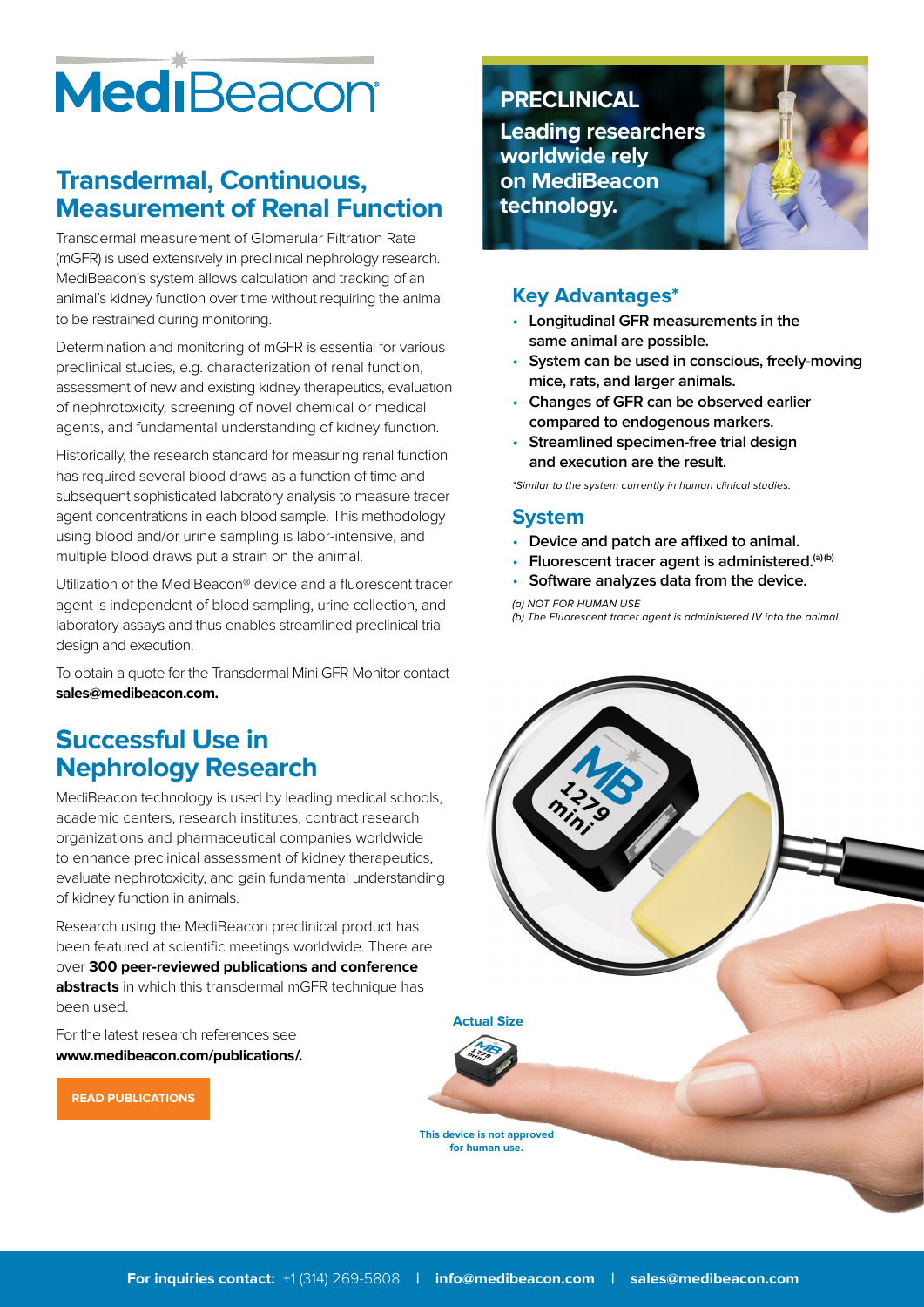# MediBeacon

## Transdermal, Continuous, Measurement of Renal Function

Transdermal measurement of Glomerular Filtration Rate (mGFR) is used extensively in preclinical nephrology research. MediBeacon's system allows calculation and tracking of an animal's kidney function over time without requiring the animal to be restrained during monitoring.

Determination and monitoring of mGFR is essential for various preclinical studies, e.g. characterization of renal function, assessment of new and existing kidney therapeutics, evaluation of nephrotoxicity, screening of novel chemical or medical agents, and fundamental understanding of kidney function.

Historically, the research standard for measuring renal function has required several blood draws as a function of time and subsequent sophisticated laboratory analysis to measure tracer agent concentrations in each blood sample. This methodology using blood and/or urine sampling is labor-intensive, and multiple blood draws put a strain on the animal.

Utilization of the MediBeacon® device and a fluorescent tracer agent is independent of blood sampling, urine collection, and laboratory assays and thus enables streamlined preclinical trial design and execution.

To obtain a quote for the Transdermal Mini GFR Monitor contact **sales@medibeacon.com.**

## Successful Use in Nephrology Research

MediBeacon technology is used by leading medical schools, academic centers, research institutes, contract research organizations and pharmaceutical companies worldwide to enhance preclinical assessment of kidney therapeutics, evaluate nephrotoxicity, and gain fundamental understanding of kidney function in animals.

Research using the MediBeacon preclinical product has been featured at scientific meetings worldwide. There are over **300 peer-reviewed publications and conference abstracts** in which this transdermal mGFR technique has been used.

For the latest research references see **www.medibeacon.com/publications/.**

READ PUBLICATIONS

## PRECLINICAL

**Leading researchers worldwide rely on MediBeacon technology.**

### Key Advantages*

- Longitudinal GFR measurements in the same animal are possible.
- System can be used in conscious, freely-moving mice, rats, and larger animals.
- Changes of GFR can be observed earlier compared to endogenous markers.
- Streamlined specimen-free trial design and execution are the result.

*\*Similar to the system currently in human clinical studies.*

### System

- Device and patch are affixed to animal.
- Fluorescent tracer agent is administered.[(a)(b)]
- Software analyzes data from the device.

*(a) NOT FOR HUMAN USE*
*(b) The Fluorescent tracer agent is administered IV into the animal.*

MB 1279 mini

Actual Size

This device is not approved for human use.

**For inquiries contact:** +1 (314) 269-5808 | **info@medibeacon.com** | **sales@medibeacon.com**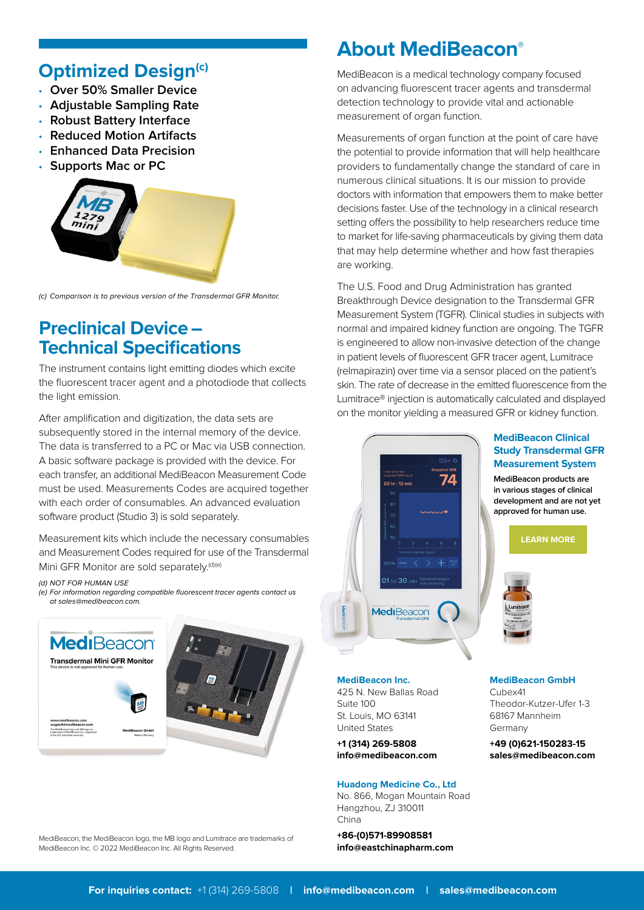## Optimized Design(c)

- Over 50% Smaller Device
- Adjustable Sampling Rate
- Robust Battery Interface
- Reduced Motion Artifacts
- Enhanced Data Precision
- Supports Mac or PC

*(c) Comparison is to previous version of the Transdermal GFR Monitor.*

## Preclinical Device – Technical Specifications

The instrument contains light emitting diodes which excite the fluorescent tracer agent and a photodiode that collects the light emission.

After amplification and digitization, the data sets are subsequently stored in the internal memory of the device. The data is transferred to a PC or Mac via USB connection. A basic software package is provided with the device. For each transfer, an additional MediBeacon Measurement Code must be used. Measurements Codes are acquired together with each order of consumables. An advanced evaluation software product (Studio 3) is sold separately.

Measurement kits which include the necessary consumables and Measurement Codes required for use of the Transdermal Mini GFR Monitor are sold separately.(d)(e)

*(d) NOT FOR HUMAN USE*
*(e) For information regarding compatible fluorescent tracer agents contact us at sales@medibeacon.com.*

## About MediBeacon®

MediBeacon is a medical technology company focused on advancing fluorescent tracer agents and transdermal detection technology to provide vital and actionable measurement of organ function.

Measurements of organ function at the point of care have the potential to provide information that will help healthcare providers to fundamentally change the standard of care in numerous clinical situations. It is our mission to provide doctors with information that empowers them to make better decisions faster. Use of the technology in a clinical research setting offers the possibility to help researchers reduce time to market for life-saving pharmaceuticals by giving them data that may help determine whether and how fast therapies are working.

The U.S. Food and Drug Administration has granted Breakthrough Device designation to the Transdermal GFR Measurement System (TGFR). Clinical studies in subjects with normal and impaired kidney function are ongoing. The TGFR is engineered to allow non-invasive detection of the change in patient levels of fluorescent GFR tracer agent, Lumitrace (relmapirazin) over time via a sensor placed on the patient's skin. The rate of decrease in the emitted fluorescence from the Lumitrace® injection is automatically calculated and displayed on the monitor yielding a measured GFR or kidney function.

### MediBeacon Clinical Study Transdermal GFR Measurement System

**MediBeacon products are in various stages of clinical development and are not yet approved for human use.**

LEARN MORE

**MediBeacon Inc.**
425 N. New Ballas Road
Suite 100
St. Louis, MO 63141
United States
**+1 (314) 269-5808**
**info@medibeacon.com**

**MediBeacon GmbH**
Cubex41
Theodor-Kutzer-Ufer 1-3
68167 Mannheim
Germany
**+49 (0)621-150283-15**
**sales@medibeacon.com**

**Huadong Medicine Co., Ltd**
No. 866, Mogan Mountain Road
Hangzhou, ZJ 310011
China
**+86-(0)571-89908581**
**info@eastchinapharm.com**

MediBeacon, the MediBeacon logo, the MB logo and Lumitrace are trademarks of MediBeacon Inc. © 2022 MediBeacon Inc. All Rights Reserved.

**For inquiries contact:** +1 (314) 269-5808 | **info@medibeacon.com** | **sales@medibeacon.com**